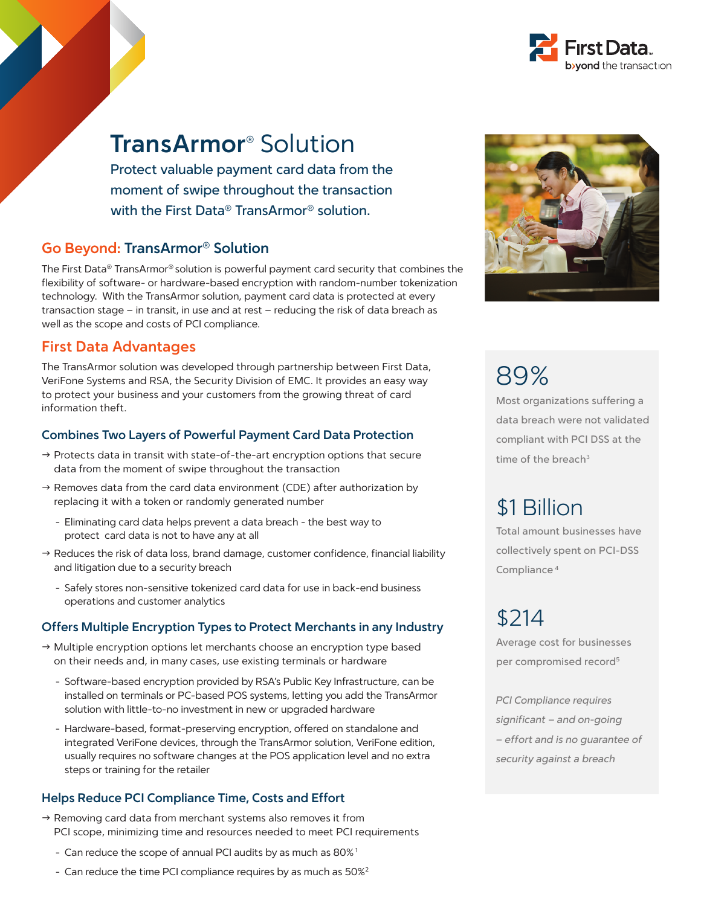First Data. beyond the transaction

# TransArmor® Solution

Protect valuable payment card data from the moment of swipe throughout the transaction with the First Data® TransArmor® solution.

## Go Beyond: TransArmor® Solution

The First Data® TransArmor® solution is powerful payment card security that combines the flexibility of software- or hardware-based encryption with random-number tokenization technology. With the TransArmor solution, payment card data is protected at every transaction stage – in transit, in use and at rest – reducing the risk of data breach as well as the scope and costs of PCI compliance.

## First Data Advantages

The TransArmor solution was developed through partnership between First Data, VeriFone Systems and RSA, the Security Division of EMC. It provides an easy way to protect your business and your customers from the growing threat of card information theft.

### Combines Two Layers of Powerful Payment Card Data Protection

- → Protects data in transit with state-of-the-art encryption options that secure data from the moment of swipe throughout the transaction
- → Removes data from the card data environment (CDE) after authorization by replacing it with a token or randomly generated number
  - Eliminating card data helps prevent a data breach - the best way to protect card data is not to have any at all
- → Reduces the risk of data loss, brand damage, customer confidence, financial liability and litigation due to a security breach
  - Safely stores non-sensitive tokenized card data for use in back-end business operations and customer analytics

### Offers Multiple Encryption Types to Protect Merchants in any Industry

- → Multiple encryption options let merchants choose an encryption type based on their needs and, in many cases, use existing terminals or hardware
  - Software-based encryption provided by RSA's Public Key Infrastructure, can be installed on terminals or PC-based POS systems, letting you add the TransArmor solution with little-to-no investment in new or upgraded hardware
  - Hardware-based, format-preserving encryption, offered on standalone and integrated VeriFone devices, through the TransArmor solution, VeriFone edition, usually requires no software changes at the POS application level and no extra steps or training for the retailer

### Helps Reduce PCI Compliance Time, Costs and Effort

- → Removing card data from merchant systems also removes it from PCI scope, minimizing time and resources needed to meet PCI requirements
  - Can reduce the scope of annual PCI audits by as much as 80%[1]
  - Can reduce the time PCI compliance requires by as much as 50%[2]

**89%**

Most organizations suffering a data breach were not validated compliant with PCI DSS at the time of the breach[3]

**$1 Billion**

Total amount businesses have collectively spent on PCI-DSS Compliance[4]

**$214**

Average cost for businesses per compromised record[5]

*PCI Compliance requires significant – and on-going – effort and is no guarantee of security against a breach*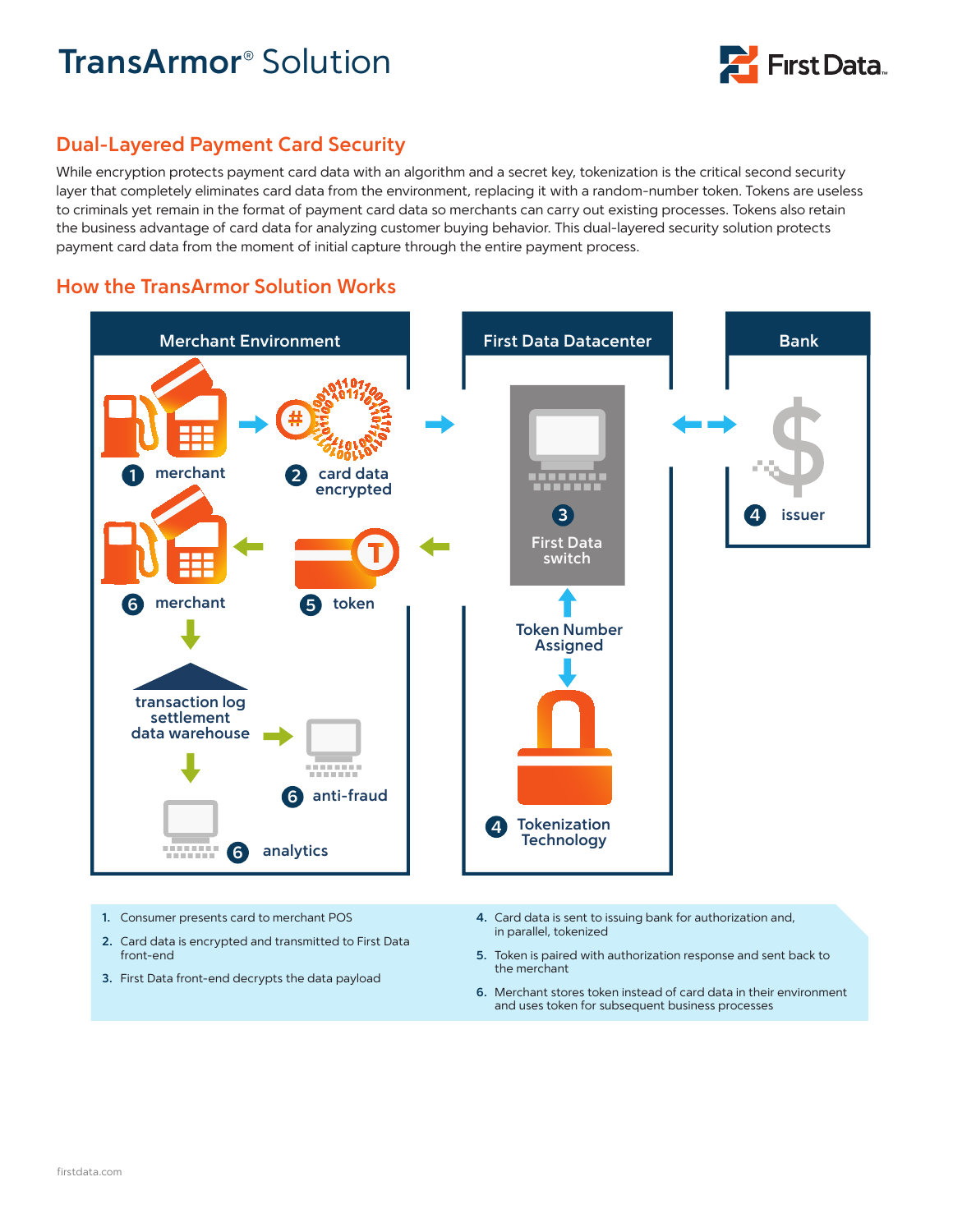# TransArmor® Solution

## Dual-Layered Payment Card Security

While encryption protects payment card data with an algorithm and a secret key, tokenization is the critical second security layer that completely eliminates card data from the environment, replacing it with a random-number token. Tokens are useless to criminals yet remain in the format of payment card data so merchants can carry out existing processes. Tokens also retain the business advantage of card data for analyzing customer buying behavior. This dual-layered security solution protects payment card data from the moment of initial capture through the entire payment process.

## How the TransArmor Solution Works

**Merchant Environment**

1 merchant

2 card data encrypted

6 merchant

5 token

transaction log
settlement
data warehouse

6 anti-fraud

6 analytics

**First Data Datacenter**

3 First Data switch

Token Number Assigned

4 Tokenization Technology

**Bank**

4 issuer

1. Consumer presents card to merchant POS
2. Card data is encrypted and transmitted to First Data front-end
3. First Data front-end decrypts the data payload
4. Card data is sent to issuing bank for authorization and, in parallel, tokenized
5. Token is paired with authorization response and sent back to the merchant
6. Merchant stores token instead of card data in their environment and uses token for subsequent business processes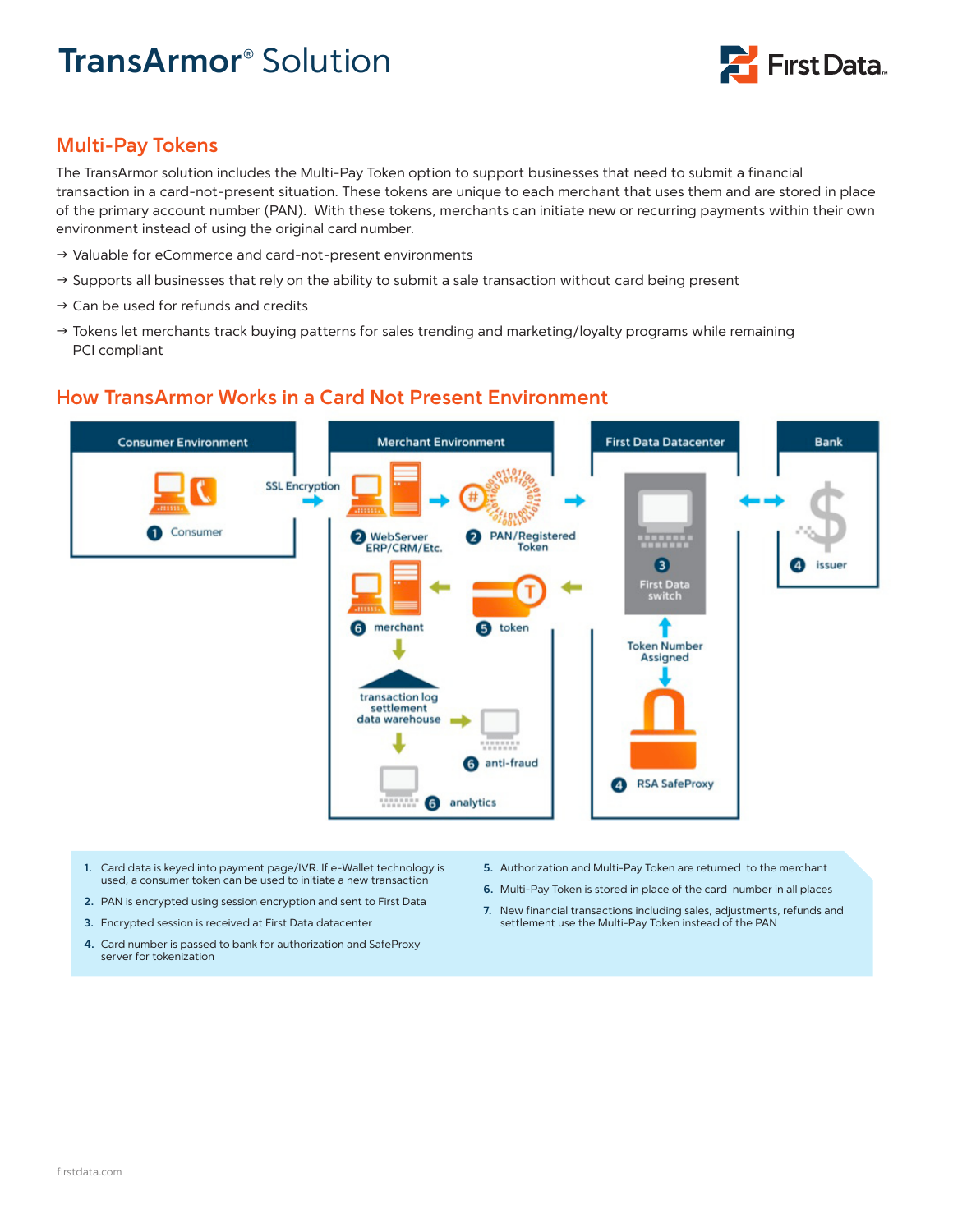# TransArmor® Solution

## Multi-Pay Tokens

The TransArmor solution includes the Multi-Pay Token option to support businesses that need to submit a financial transaction in a card-not-present situation. These tokens are unique to each merchant that uses them and are stored in place of the primary account number (PAN). With these tokens, merchants can initiate new or recurring payments within their own environment instead of using the original card number.

- → Valuable for eCommerce and card-not-present environments
- → Supports all businesses that rely on the ability to submit a sale transaction without card being present
- → Can be used for refunds and credits
- → Tokens let merchants track buying patterns for sales trending and marketing/loyalty programs while remaining PCI compliant

## How TransArmor Works in a Card Not Present Environment

Consumer Environment | Merchant Environment | First Data Datacenter | Bank

1 Consumer — SSL Encryption — 2 WebServer ERP/CRM/Etc. — 2 PAN/Registered Token — 3 First Data switch — 4 issuer

Token Number Assigned — 4 RSA SafeProxy

5 token — 6 merchant — transaction log settlement data warehouse — 6 anti-fraud — 6 analytics

1. Card data is keyed into payment page/IVR. If e-Wallet technology is used, a consumer token can be used to initiate a new transaction
2. PAN is encrypted using session encryption and sent to First Data
3. Encrypted session is received at First Data datacenter
4. Card number is passed to bank for authorization and SafeProxy server for tokenization
5. Authorization and Multi-Pay Token are returned to the merchant
6. Multi-Pay Token is stored in place of the card number in all places
7. New financial transactions including sales, adjustments, refunds and settlement use the Multi-Pay Token instead of the PAN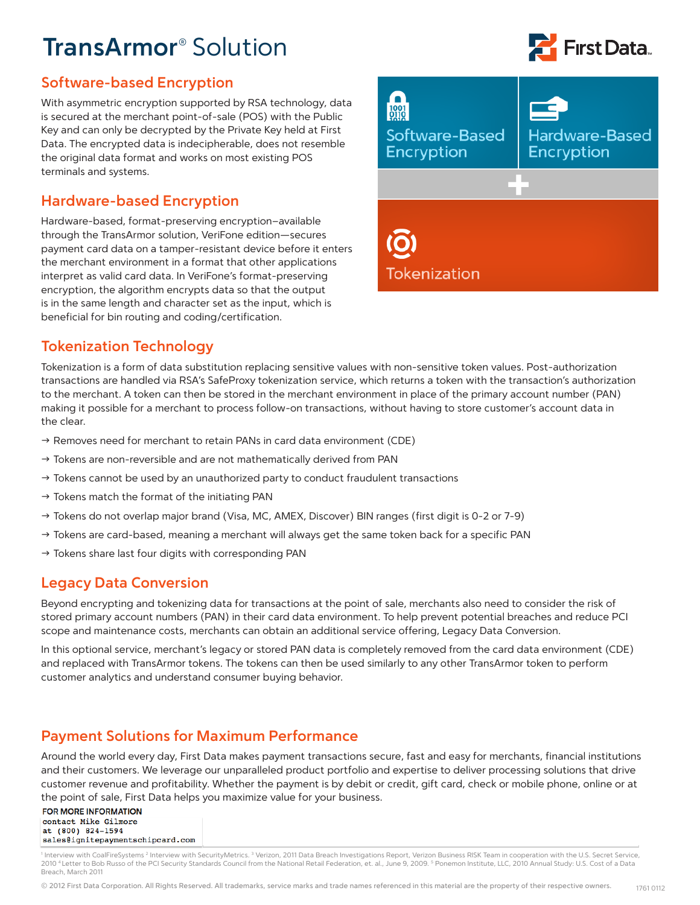# TransArmor® Solution

## Software-based Encryption

With asymmetric encryption supported by RSA technology, data is secured at the merchant point-of-sale (POS) with the Public Key and can only be decrypted by the Private Key held at First Data. The encrypted data is indecipherable, does not resemble the original data format and works on most existing POS terminals and systems.

## Hardware-based Encryption

Hardware-based, format-preserving encryption–available through the TransArmor solution, VeriFone edition—secures payment card data on a tamper-resistant device before it enters the merchant environment in a format that other applications interpret as valid card data. In VeriFone's format-preserving encryption, the algorithm encrypts data so that the output is in the same length and character set as the input, which is beneficial for bin routing and coding/certification.

Software-Based Encryption

Hardware-Based Encryption

+

Tokenization

## Tokenization Technology

Tokenization is a form of data substitution replacing sensitive values with non-sensitive token values. Post-authorization transactions are handled via RSA's SafeProxy tokenization service, which returns a token with the transaction's authorization to the merchant. A token can then be stored in the merchant environment in place of the primary account number (PAN) making it possible for a merchant to process follow-on transactions, without having to store customer's account data in the clear.

- → Removes need for merchant to retain PANs in card data environment (CDE)
- → Tokens are non-reversible and are not mathematically derived from PAN
- → Tokens cannot be used by an unauthorized party to conduct fraudulent transactions
- → Tokens match the format of the initiating PAN
- → Tokens do not overlap major brand (Visa, MC, AMEX, Discover) BIN ranges (first digit is 0-2 or 7-9)
- → Tokens are card-based, meaning a merchant will always get the same token back for a specific PAN
- → Tokens share last four digits with corresponding PAN

## Legacy Data Conversion

Beyond encrypting and tokenizing data for transactions at the point of sale, merchants also need to consider the risk of stored primary account numbers (PAN) in their card data environment. To help prevent potential breaches and reduce PCI scope and maintenance costs, merchants can obtain an additional service offering, Legacy Data Conversion.

In this optional service, merchant's legacy or stored PAN data is completely removed from the card data environment (CDE) and replaced with TransArmor tokens. The tokens can then be used similarly to any other TransArmor token to perform customer analytics and understand consumer buying behavior.

## Payment Solutions for Maximum Performance

Around the world every day, First Data makes payment transactions secure, fast and easy for merchants, financial institutions and their customers. We leverage our unparalleled product portfolio and expertise to deliver processing solutions that drive customer revenue and profitability. Whether the payment is by debit or credit, gift card, check or mobile phone, online or at the point of sale, First Data helps you maximize value for your business.

**FOR MORE INFORMATION**
contact Mike Gilmore
at (800) 824-1594
sales@ignitepaymentschipcard.com

[1] Interview with CoalFireSystems [2] Interview with SecurityMetrics. [3] Verizon, 2011 Data Breach Investigations Report, Verizon Business RISK Team in cooperation with the U.S. Secret Service, 2010 [4] Letter to Bob Russo of the PCI Security Standards Council from the National Retail Federation, et. al., June 9, 2009. [5] Ponemon Institute, LLC, 2010 Annual Study: U.S. Cost of a Data Breach, March 2011

© 2012 First Data Corporation. All Rights Reserved. All trademarks, service marks and trade names referenced in this material are the property of their respective owners. 1761 0112